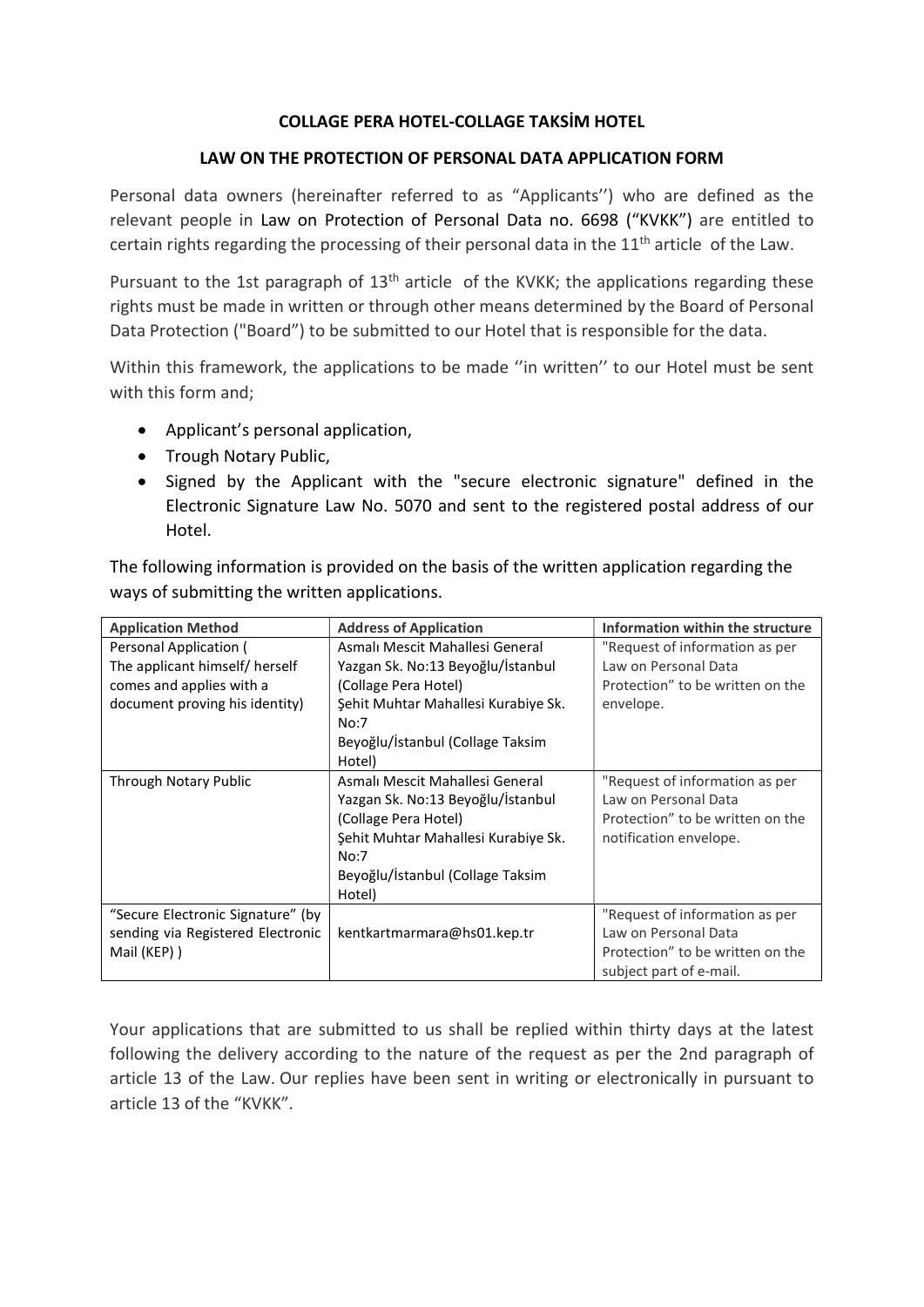## COLLAGE PERA HOTEL-COLLAGE TAKSİM HOTEL

## LAW ON THE PROTECTION OF PERSONAL DATA APPLICATION FORM

Personal data owners (hereinafter referred to as "Applicants'') who are defined as the relevant people in Law on Protection of Personal Data no. 6698 ("KVKK") are entitled to certain rights regarding the processing of their personal data in the 11th article of the Law.

Pursuant to the 1st paragraph of 13th article of the KVKK; the applications regarding these rights must be made in written or through other means determined by the Board of Personal Data Protection ("Board") to be submitted to our Hotel that is responsible for the data.

Within this framework, the applications to be made ''in written'' to our Hotel must be sent with this form and;

- Applicant's personal application,
- Trough Notary Public,
- Signed by the Applicant with the "secure electronic signature" defined in the Electronic Signature Law No. 5070 and sent to the registered postal address of our Hotel.

The following information is provided on the basis of the written application regarding the ways of submitting the written applications.

| Application Method | Address of Application | Information within the structure |
|---|---|---|
| Personal Application ( The applicant himself/ herself comes and applies with a document proving his identity) | Asmalı Mescit Mahallesi General Yazgan Sk. No:13 Beyoğlu/İstanbul (Collage Pera Hotel)<br>Şehit Muhtar Mahallesi Kurabiye Sk. No:7<br>Beyoğlu/İstanbul (Collage Taksim Hotel) | "Request of information as per Law on Personal Data Protection" to be written on the envelope. |
| Through Notary Public | Asmalı Mescit Mahallesi General Yazgan Sk. No:13 Beyoğlu/İstanbul (Collage Pera Hotel)<br>Şehit Muhtar Mahallesi Kurabiye Sk. No:7<br>Beyoğlu/İstanbul (Collage Taksim Hotel) | "Request of information as per Law on Personal Data Protection" to be written on the notification envelope. |
| "Secure Electronic Signature" (by sending via Registered Electronic Mail (KEP) ) | kentkartmarmara@hs01.kep.tr | "Request of information as per Law on Personal Data Protection" to be written on the subject part of e-mail. |

Your applications that are submitted to us shall be replied within thirty days at the latest following the delivery according to the nature of the request as per the 2nd paragraph of article 13 of the Law. Our replies have been sent in writing or electronically in pursuant to article 13 of the "KVKK".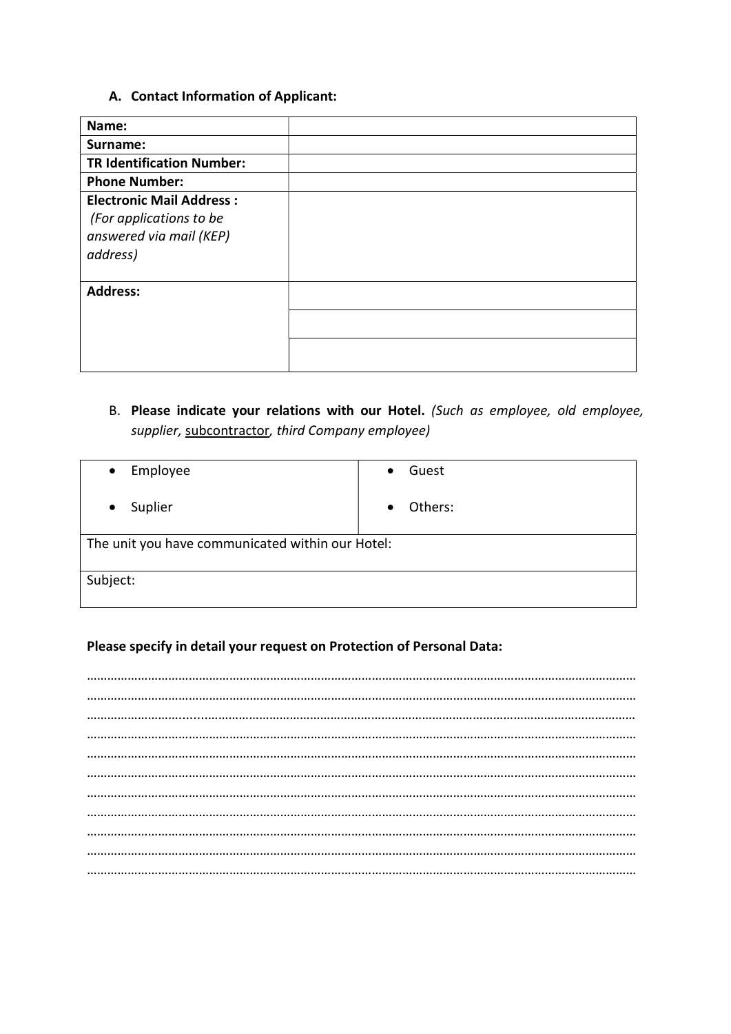### A. Contact Information of Applicant:

| **Name:** | |
|---|---|
| **Surname:** | |
| **TR Identification Number:** | |
| **Phone Number:** | |
| **Electronic Mail Address :** *(For applications to be answered via mail (KEP) address)* | |
| **Address:** | |
| | |
| | |

B. **Please indicate your relations with our Hotel.** *(Such as employee, old employee, supplier,* subcontractor*, third Company employee)*

| • Employee<br><br>• Suplier | • Guest<br><br>• Others: |
|---|---|
| The unit you have communicated within our Hotel: | |
| Subject: | |

**Please specify in detail your request on Protection of Personal Data:**

……………………………………………………………………………………………………………………………………………
……………………………………………………………………………………………………………………………………………
……………………………………………………………………………………………………………………………………………
……………………………………………………………………………………………………………………………………………
……………………………………………………………………………………………………………………………………………
……………………………………………………………………………………………………………………………………………
……………………………………………………………………………………………………………………………………………
……………………………………………………………………………………………………………………………………………
……………………………………………………………………………………………………………………………………………
……………………………………………………………………………………………………………………………………………
……………………………………………………………………………………………………………………………………………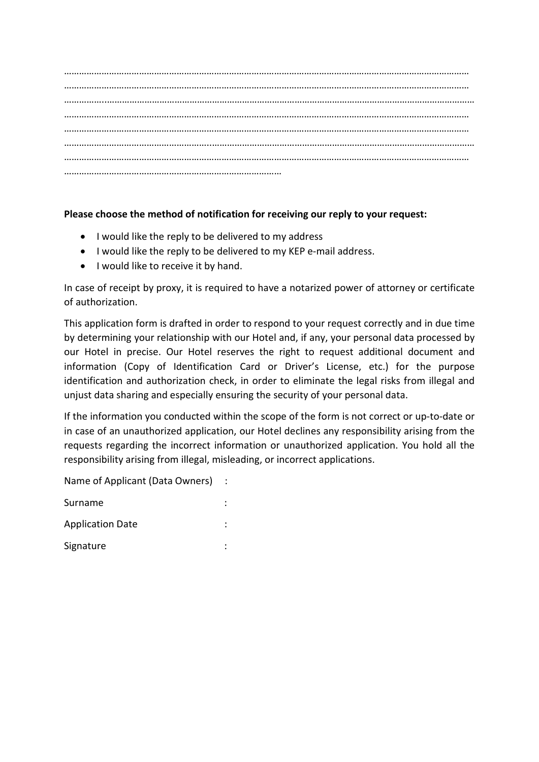……………………………………………………………………………………………………………………………………………
……………………………………………………………………………………………………………………………………………
……………………………………………………………………………………………………………………………………………
……………………………………………………………………………………………………………………………………………
……………………………………………………………………………………………………………………………………………
……………………………………………………………………………………………………………………………………………
……………………………………………………………………………………………………………………………………………
……………………………………………………………………………

**Please choose the method of notification for receiving our reply to your request:**

- I would like the reply to be delivered to my address
- I would like the reply to be delivered to my KEP e-mail address.
- I would like to receive it by hand.

In case of receipt by proxy, it is required to have a notarized power of attorney or certificate of authorization.

This application form is drafted in order to respond to your request correctly and in due time by determining your relationship with our Hotel and, if any, your personal data processed by our Hotel in precise. Our Hotel reserves the right to request additional document and information (Copy of Identification Card or Driver's License, etc.) for the purpose identification and authorization check, in order to eliminate the legal risks from illegal and unjust data sharing and especially ensuring the security of your personal data.

If the information you conducted within the scope of the form is not correct or up-to-date or in case of an unauthorized application, our Hotel declines any responsibility arising from the requests regarding the incorrect information or unauthorized application. You hold all the responsibility arising from illegal, misleading, or incorrect applications.

Name of Applicant (Data Owners) :

Surname :

Application Date :

Signature :